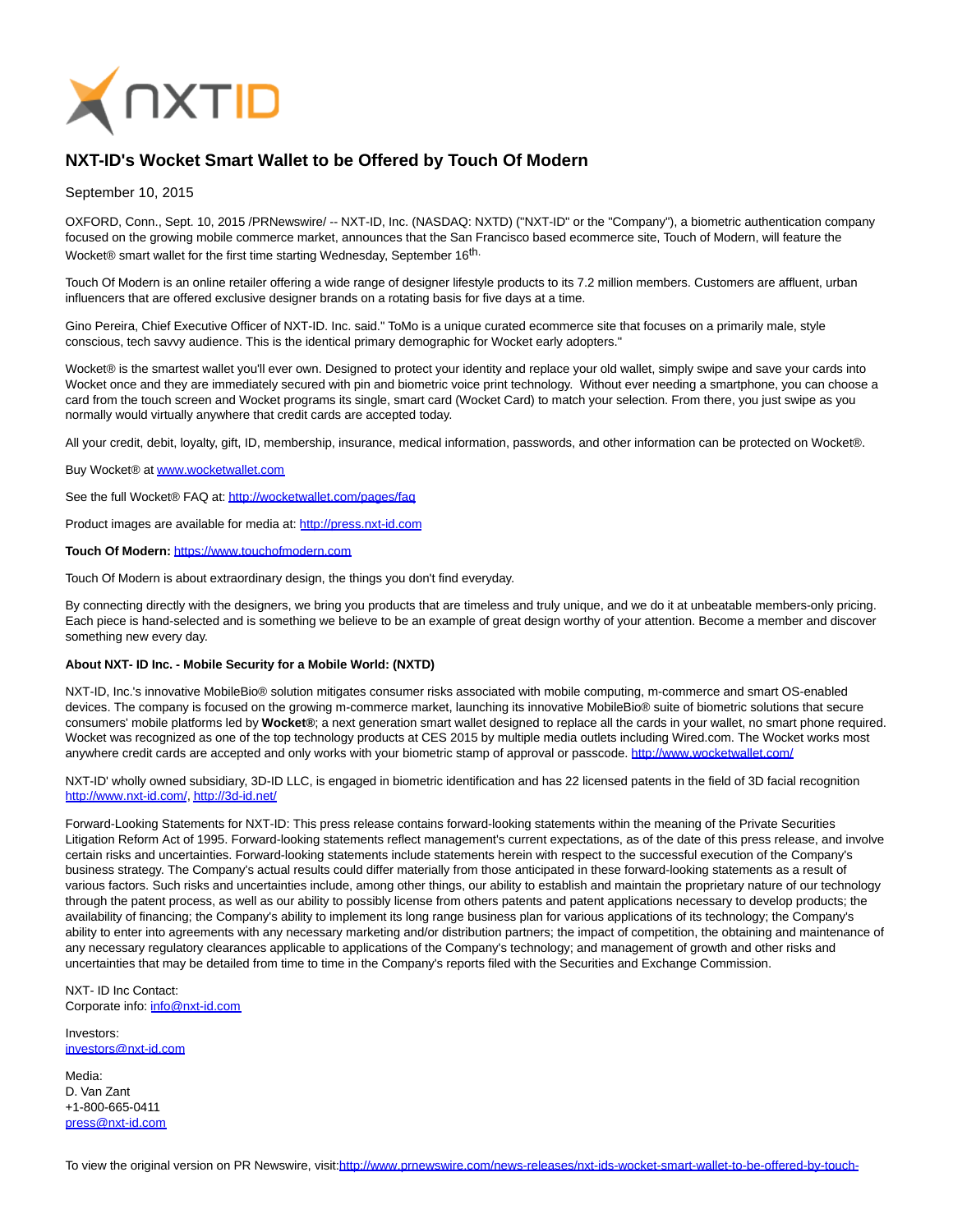# NXT-ID's Wocket Smart Wallet to be Offered by Touch Of Modern

September 10, 2015

OXFORD, Conn., Sept. 10, 2015 /PRNewswire/ -- NXT-ID, Inc. (NASDAQ: NXTD) ("NXT-ID" or the "Company"), a biometric authentication company focused on the growing mobile commerce market, announces that the San Francisco based ecommerce site, Touch of Modern, will feature the Wocket® smart wallet for the first time starting Wednesday, September 16th.

Touch Of Modern is an online retailer offering a wide range of designer lifestyle products to its 7.2 million members. Customers are affluent, urban influencers that are offered exclusive designer brands on a rotating basis for five days at a time.

Gino Pereira, Chief Executive Officer of NXT-ID. Inc. said." ToMo is a unique curated ecommerce site that focuses on a primarily male, style conscious, tech savvy audience. This is the identical primary demographic for Wocket early adopters."

Wocket® is the smartest wallet you'll ever own. Designed to protect your identity and replace your old wallet, simply swipe and save your cards into Wocket once and they are immediately secured with pin and biometric voice print technology. Without ever needing a smartphone, you can choose a card from the touch screen and Wocket programs its single, smart card (Wocket Card) to match your selection. From there, you just swipe as you normally would virtually anywhere that credit cards are accepted today.

All your credit, debit, loyalty, gift, ID, membership, insurance, medical information, passwords, and other information can be protected on Wocket®.

Buy Wocket® at www.wocketwallet.com

See the full Wocket® FAQ at: http://wocketwallet.com/pages/faq

Product images are available for media at: http://press.nxt-id.com

**Touch Of Modern:** https://www.touchofmodern.com

Touch Of Modern is about extraordinary design, the things you don't find everyday.

By connecting directly with the designers, we bring you products that are timeless and truly unique, and we do it at unbeatable members-only pricing. Each piece is hand-selected and is something we believe to be an example of great design worthy of your attention. Become a member and discover something new every day.

**About NXT- ID Inc. - Mobile Security for a Mobile World: (NXTD)**

NXT-ID, Inc.'s innovative MobileBio® solution mitigates consumer risks associated with mobile computing, m-commerce and smart OS-enabled devices. The company is focused on the growing m-commerce market, launching its innovative MobileBio® suite of biometric solutions that secure consumers' mobile platforms led by **Wocket®**; a next generation smart wallet designed to replace all the cards in your wallet, no smart phone required. Wocket was recognized as one of the top technology products at CES 2015 by multiple media outlets including Wired.com. The Wocket works most anywhere credit cards are accepted and only works with your biometric stamp of approval or passcode. http://www.wocketwallet.com/

NXT-ID' wholly owned subsidiary, 3D-ID LLC, is engaged in biometric identification and has 22 licensed patents in the field of 3D facial recognition http://www.nxt-id.com/, http://3d-id.net/

Forward-Looking Statements for NXT-ID: This press release contains forward-looking statements within the meaning of the Private Securities Litigation Reform Act of 1995. Forward-looking statements reflect management's current expectations, as of the date of this press release, and involve certain risks and uncertainties. Forward-looking statements include statements herein with respect to the successful execution of the Company's business strategy. The Company's actual results could differ materially from those anticipated in these forward-looking statements as a result of various factors. Such risks and uncertainties include, among other things, our ability to establish and maintain the proprietary nature of our technology through the patent process, as well as our ability to possibly license from others patents and patent applications necessary to develop products; the availability of financing; the Company's ability to implement its long range business plan for various applications of its technology; the Company's ability to enter into agreements with any necessary marketing and/or distribution partners; the impact of competition, the obtaining and maintenance of any necessary regulatory clearances applicable to applications of the Company's technology; and management of growth and other risks and uncertainties that may be detailed from time to time in the Company's reports filed with the Securities and Exchange Commission.

NXT- ID Inc Contact:
Corporate info: info@nxt-id.com

Investors:
investors@nxt-id.com

Media:
D. Van Zant
+1-800-665-0411
press@nxt-id.com

To view the original version on PR Newswire, visit:http://www.prnewswire.com/news-releases/nxt-ids-wocket-smart-wallet-to-be-offered-by-touch-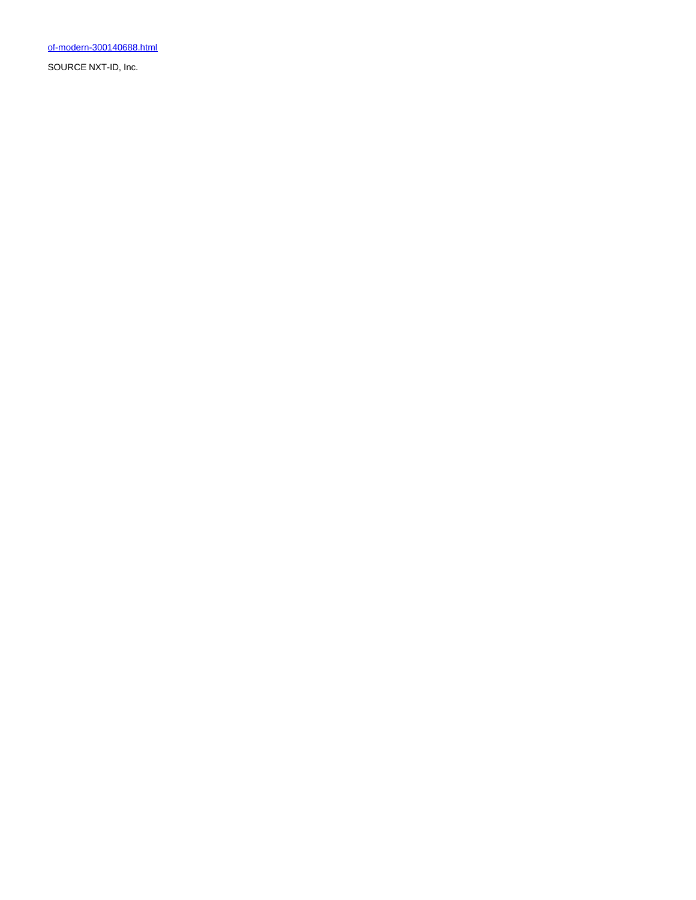of-modern-300140688.html

SOURCE NXT-ID, Inc.